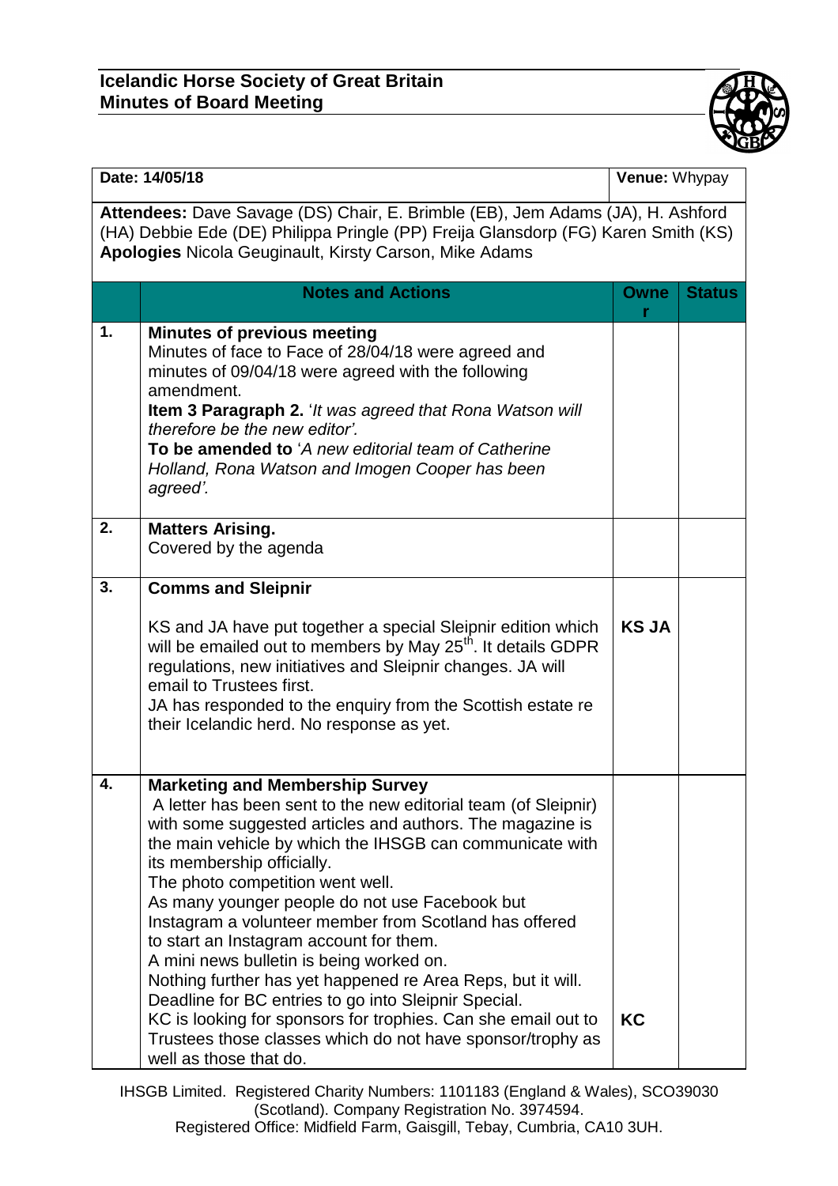# Icelandic Horse Society of Great Britain
## Minutes of Board Meeting

| **Date:** 14/05/18 | | **Venue:** Whypay | |
|---|---|---|---|
| **Attendees:** Dave Savage (DS) Chair, E. Brimble (EB), Jem Adams (JA), H. Ashford (HA) Debbie Ede (DE) Philippa Pringle (PP) Freija Glansdorp (FG) Karen Smith (KS)<br>**Apologies** Nicola Geuginault, Kirsty Carson, Mike Adams | | | |
| | **Notes and Actions** | **Owner** | **Status** |
| **1.** | **Minutes of previous meeting**<br>Minutes of face to Face of 28/04/18 were agreed and minutes of 09/04/18 were agreed with the following amendment.<br>**Item 3 Paragraph 2.** '*It was agreed that Rona Watson will therefore be the new editor'.*<br>**To be amended to** '*A new editorial team of Catherine Holland, Rona Watson and Imogen Cooper has been agreed'.* | | |
| **2.** | **Matters Arising.**<br>Covered by the agenda | | |
| **3.** | **Comms and Sleipnir**<br><br>KS and JA have put together a special Sleipnir edition which will be emailed out to members by May 25th. It details GDPR regulations, new initiatives and Sleipnir changes. JA will email to Trustees first.<br>JA has responded to the enquiry from the Scottish estate re their Icelandic herd. No response as yet. | **KS JA** | |
| **4.** | **Marketing and Membership Survey**<br>A letter has been sent to the new editorial team (of Sleipnir) with some suggested articles and authors. The magazine is the main vehicle by which the IHSGB can communicate with its membership officially.<br>The photo competition went well.<br>As many younger people do not use Facebook but Instagram a volunteer member from Scotland has offered to start an Instagram account for them.<br>A mini news bulletin is being worked on.<br>Nothing further has yet happened re Area Reps, but it will.<br>Deadline for BC entries to go into Sleipnir Special.<br>KC is looking for sponsors for trophies. Can she email out to Trustees those classes which do not have sponsor/trophy as well as those that do. | **KC** | |

IHSGB Limited. Registered Charity Numbers: 1101183 (England & Wales), SCO39030 (Scotland). Company Registration No. 3974594.
Registered Office: Midfield Farm, Gaisgill, Tebay, Cumbria, CA10 3UH.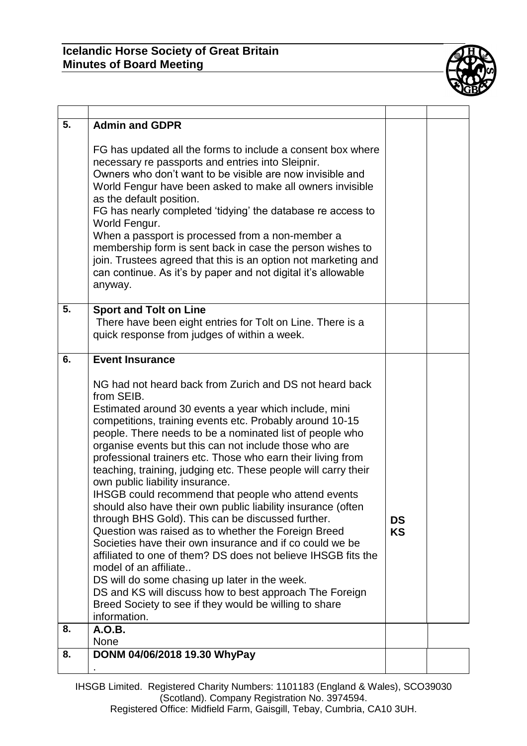| | | | |
|---|---|---|---|
| **5.** | **Admin and GDPR**<br><br>FG has updated all the forms to include a consent box where necessary re passports and entries into Sleipnir.<br>Owners who don't want to be visible are now invisible and World Fengur have been asked to make all owners invisible as the default position.<br>FG has nearly completed 'tidying' the database re access to World Fengur.<br>When a passport is processed from a non-member a membership form is sent back in case the person wishes to join. Trustees agreed that this is an option not marketing and can continue. As it's by paper and not digital it's allowable anyway. | | |
| **5.** | **Sport and Tolt on Line**<br>There have been eight entries for Tolt on Line. There is a quick response from judges of within a week. | | |
| **6.** | **Event Insurance**<br><br>NG had not heard back from Zurich and DS not heard back from SEIB.<br>Estimated around 30 events a year which include, mini competitions, training events etc. Probably around 10-15 people. There needs to be a nominated list of people who organise events but this can not include those who are professional trainers etc. Those who earn their living from teaching, training, judging etc. These people will carry their own public liability insurance.<br>IHSGB could recommend that people who attend events should also have their own public liability insurance (often through BHS Gold). This can be discussed further.<br>Question was raised as to whether the Foreign Breed Societies have their own insurance and if co could we be affiliated to one of them? DS does not believe IHSGB fits the model of an affiliate..<br>DS will do some chasing up later in the week.<br>DS and KS will discuss how to best approach The Foreign Breed Society to see if they would be willing to share information. | **DS**<br>**KS** | |
| **8.** | **A.O.B.**<br>None | | |
| **8.** | **DONM 04/06/2018 19.30 WhyPay**<br>. | | |

IHSGB Limited. Registered Charity Numbers: 1101183 (England & Wales), SCO39030 (Scotland). Company Registration No. 3974594.
Registered Office: Midfield Farm, Gaisgill, Tebay, Cumbria, CA10 3UH.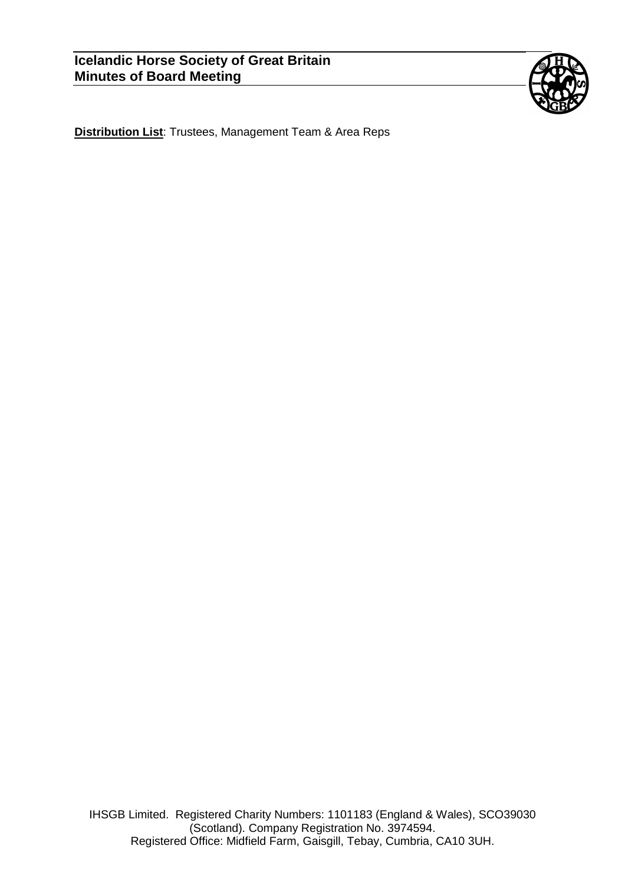**Distribution List**: Trustees, Management Team & Area Reps